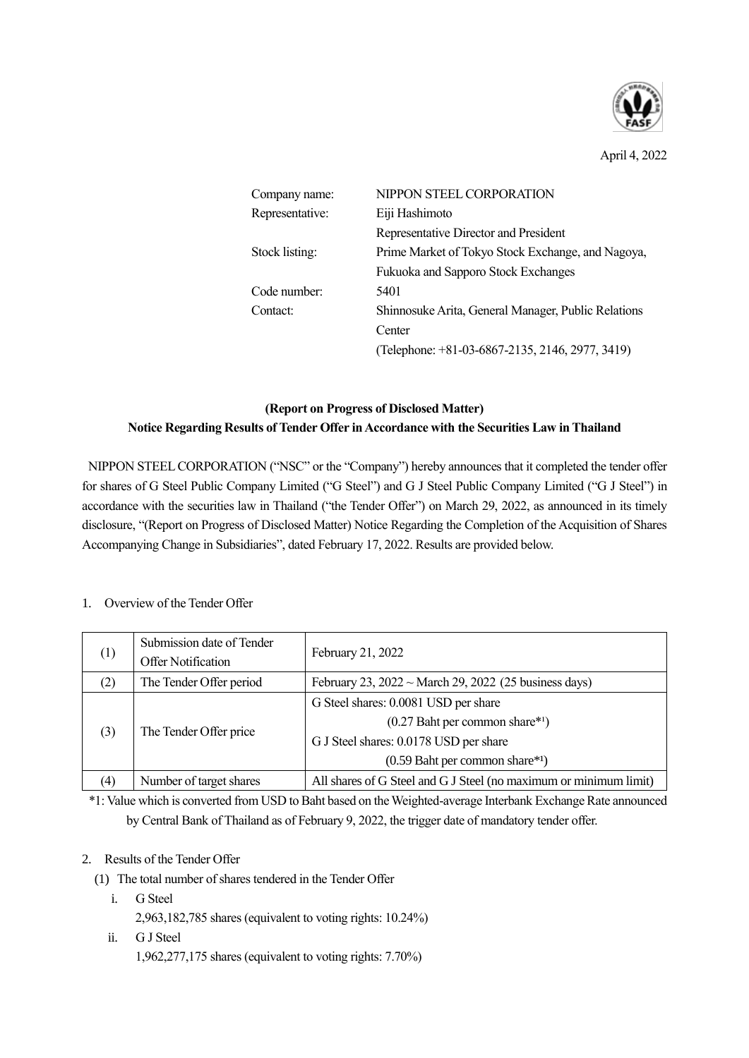April 4, 2022

Company name: NIPPON STEEL CORPORATION
Representative: Eiji Hashimoto
Representative Director and President
Stock listing: Prime Market of Tokyo Stock Exchange, and Nagoya, Fukuoka and Sapporo Stock Exchanges
Code number: 5401
Contact: Shinnosuke Arita, General Manager, Public Relations Center
(Telephone: +81-03-6867-2135, 2146, 2977, 3419)

**(Report on Progress of Disclosed Matter)**
**Notice Regarding Results of Tender Offer in Accordance with the Securities Law in Thailand**

NIPPON STEEL CORPORATION ("NSC" or the "Company") hereby announces that it completed the tender offer for shares of G Steel Public Company Limited ("G Steel") and G J Steel Public Company Limited ("G J Steel") in accordance with the securities law in Thailand ("the Tender Offer") on March 29, 2022, as announced in its timely disclosure, "(Report on Progress of Disclosed Matter) Notice Regarding the Completion of the Acquisition of Shares Accompanying Change in Subsidiaries", dated February 17, 2022. Results are provided below.

1. Overview of the Tender Offer

| | | |
|---|---|---|
| (1) | Submission date of Tender Offer Notification | February 21, 2022 |
| (2) | The Tender Offer period | February 23, 2022 ~ March 29, 2022 (25 business days) |
| (3) | The Tender Offer price | G Steel shares: 0.0081 USD per share (0.27 Baht per common share*1)<br>G J Steel shares: 0.0178 USD per share (0.59 Baht per common share*1) |
| (4) | Number of target shares | All shares of G Steel and G J Steel (no maximum or minimum limit) |

*1: Value which is converted from USD to Baht based on the Weighted-average Interbank Exchange Rate announced by Central Bank of Thailand as of February 9, 2022, the trigger date of mandatory tender offer.

2. Results of the Tender Offer
   (1) The total number of shares tendered in the Tender Offer
      i. G Steel
         2,963,182,785 shares (equivalent to voting rights: 10.24%)
      ii. G J Steel
         1,962,277,175 shares (equivalent to voting rights: 7.70%)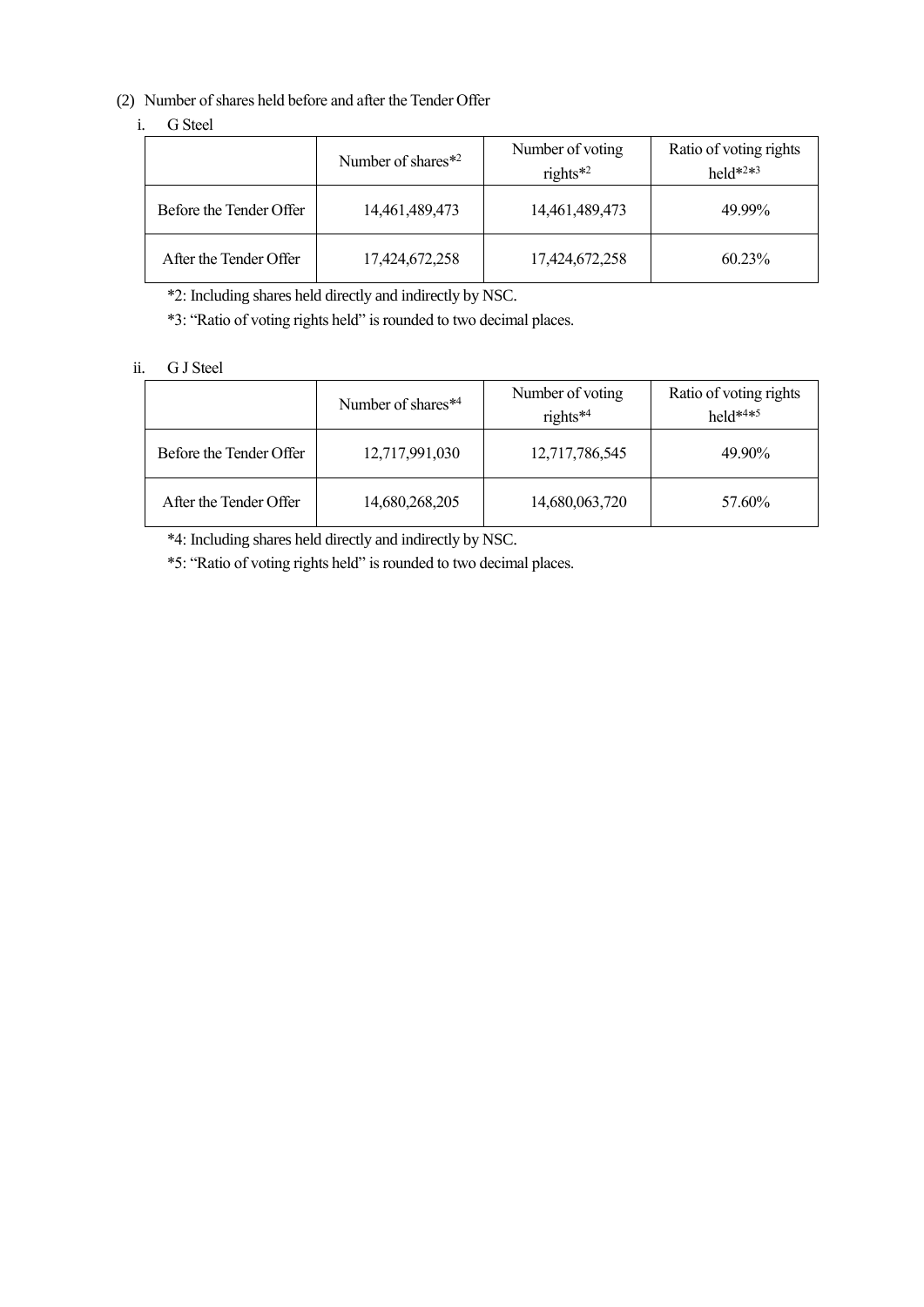(2) Number of shares held before and after the Tender Offer

i. G Steel

| | Number of shares*2 | Number of voting rights*2 | Ratio of voting rights held*2*3 |
|---|---|---|---|
| Before the Tender Offer | 14,461,489,473 | 14,461,489,473 | 49.99% |
| After the Tender Offer | 17,424,672,258 | 17,424,672,258 | 60.23% |

*2: Including shares held directly and indirectly by NSC.

*3: "Ratio of voting rights held" is rounded to two decimal places.

ii. G J Steel

| | Number of shares*4 | Number of voting rights*4 | Ratio of voting rights held*4*5 |
|---|---|---|---|
| Before the Tender Offer | 12,717,991,030 | 12,717,786,545 | 49.90% |
| After the Tender Offer | 14,680,268,205 | 14,680,063,720 | 57.60% |

*4: Including shares held directly and indirectly by NSC.

*5: "Ratio of voting rights held" is rounded to two decimal places.